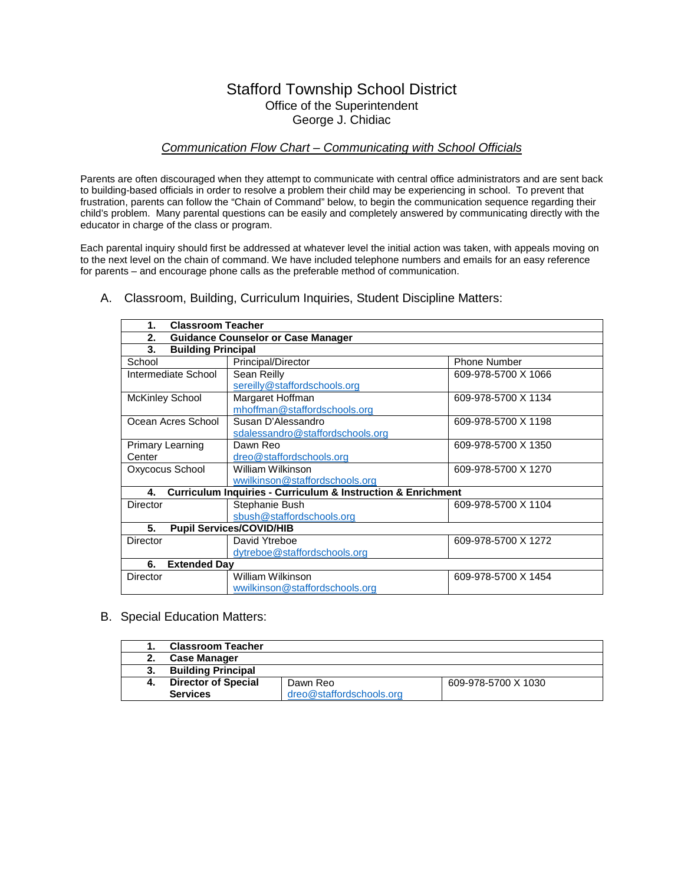# Stafford Township School District

## Office of the Superintendent

## George J. Chidiac

### *Communication Flow Chart – Communicating with School Officials*

Parents are often discouraged when they attempt to communicate with central office administrators and are sent back to building-based officials in order to resolve a problem their child may be experiencing in school. To prevent that frustration, parents can follow the "Chain of Command" below, to begin the communication sequence regarding their child's problem. Many parental questions can be easily and completely answered by communicating directly with the educator in charge of the class or program.

Each parental inquiry should first be addressed at whatever level the initial action was taken, with appeals moving on to the next level on the chain of command. We have included telephone numbers and emails for an easy reference for parents – and encourage phone calls as the preferable method of communication.

A. Classroom, Building, Curriculum Inquiries, Student Discipline Matters:

| **1. Classroom Teacher** | | |
|---|---|---|
| **2. Guidance Counselor or Case Manager** | | |
| **3. Building Principal** | | |
| School | Principal/Director | Phone Number |
| Intermediate School | Sean Reilly<br>sereilly@staffordschools.org | 609-978-5700 X 1066 |
| McKinley School | Margaret Hoffman<br>mhoffman@staffordschools.org | 609-978-5700 X 1134 |
| Ocean Acres School | Susan D'Alessandro<br>sdalessandro@staffordschools.org | 609-978-5700 X 1198 |
| Primary Learning Center | Dawn Reo<br>dreo@staffordschools.org | 609-978-5700 X 1350 |
| Oxycocus School | William Wilkinson<br>wwilkinson@staffordschools.org | 609-978-5700 X 1270 |
| **4. Curriculum Inquiries - Curriculum & Instruction & Enrichment** | | |
| Director | Stephanie Bush<br>sbush@staffordschools.org | 609-978-5700 X 1104 |
| **5. Pupil Services/COVID/HIB** | | |
| Director | David Ytreboe<br>dytreboe@staffordschools.org | 609-978-5700 X 1272 |
| **6. Extended Day** | | |
| Director | William Wilkinson<br>wwilkinson@staffordschools.org | 609-978-5700 X 1454 |

B. Special Education Matters:

| **1. Classroom Teacher** | | |
|---|---|---|
| **2. Case Manager** | | |
| **3. Building Principal** | | |
| **4. Director of Special Services** | Dawn Reo<br>dreo@staffordschools.org | 609-978-5700 X 1030 |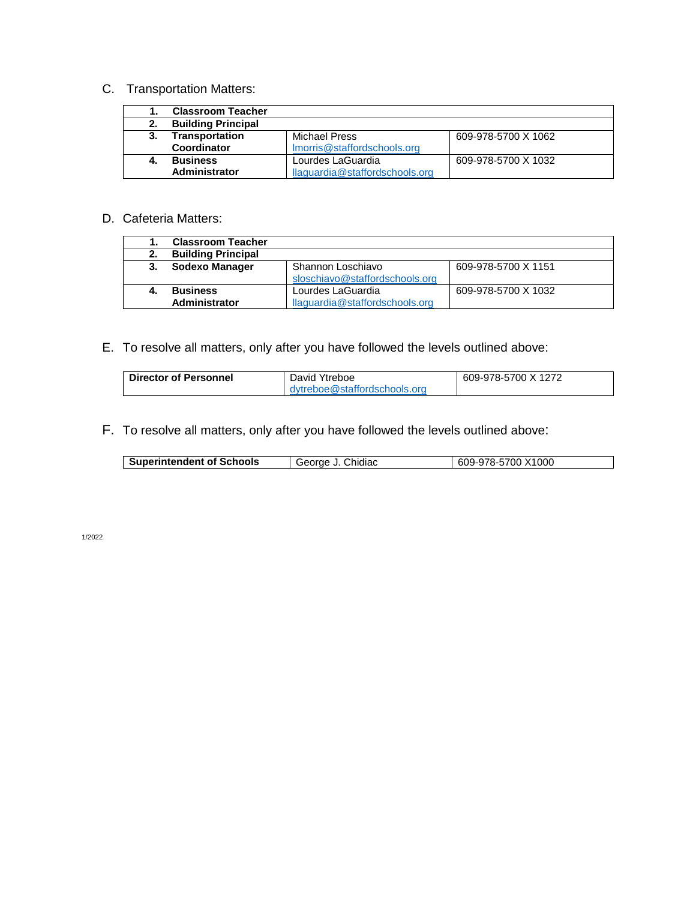C. Transportation Matters:

| | | | |
|---|---|---|---|
| **1.** | **Classroom Teacher** | | |
| **2.** | **Building Principal** | | |
| **3.** | **Transportation Coordinator** | Michael Press<br>lmorris@staffordschools.org | 609-978-5700 X 1062 |
| **4.** | **Business Administrator** | Lourdes LaGuardia<br>llaguardia@staffordschools.org | 609-978-5700 X 1032 |

D. Cafeteria Matters:

| | | | |
|---|---|---|---|
| **1.** | **Classroom Teacher** | | |
| **2.** | **Building Principal** | | |
| **3.** | **Sodexo Manager** | Shannon Loschiavo<br>sloschiavo@staffordschools.org | 609-978-5700 X 1151 |
| **4.** | **Business Administrator** | Lourdes LaGuardia<br>llaguardia@staffordschools.org | 609-978-5700 X 1032 |

E. To resolve all matters, only after you have followed the levels outlined above:

| | | |
|---|---|---|
| **Director of Personnel** | David Ytreboe<br>dytreboe@staffordschools.org | 609-978-5700 X 1272 |

F. To resolve all matters, only after you have followed the levels outlined above:

| | | |
|---|---|---|
| **Superintendent of Schools** | George J. Chidiac | 609-978-5700 X1000 |

1/2022